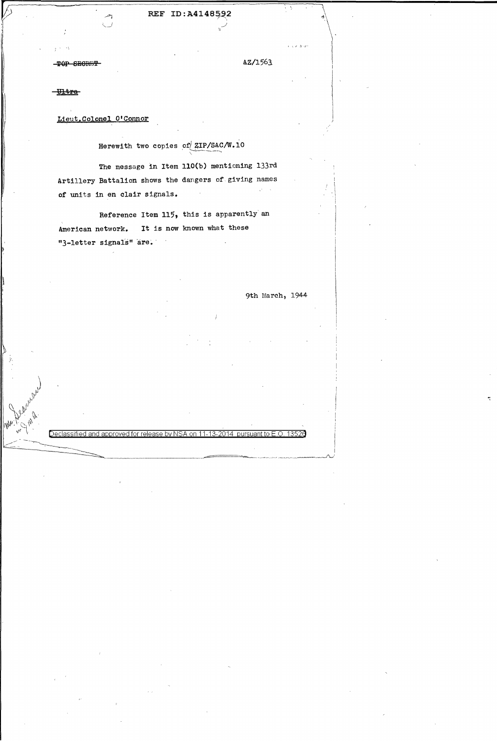~~TOP SECRET~~ AZ/1563

~~Ultra~~

Lieut.Colonel O'Connor

Herewith two copies of ZIP/SAC/W.10

The message in Item 110(b) mentioning 133rd Artillery Battalion shows the dangers of giving names of units in en clair signals.

Reference Item 115, this is apparently an American network. It is now known what these "3-letter signals" are.

9th March, 1944

Declassified and approved for release by NSA on 11-13-2014 pursuant to E.O. 13526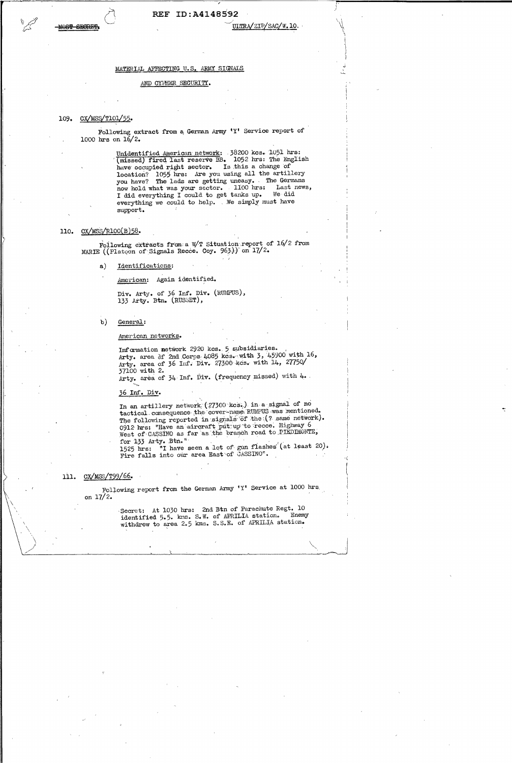REF ID:A4148592

~~MOST SECRET.~~ ULTRA/ZIP/SAC/W.10.

MATERIAL AFFECTING U.S. ARMY SIGNALS

AND CYPHER SECURITY.

109. CX/MSS/T101/55.

Following extract from a German Army 'Y' Service report of 1000 hrs on 16/2.

> Unidentified American network: 38200 kcs. 1051 hrs: (missed) fired last reserve BB. 1052 hrs: The English have occupied right sector. Is this a change of location? 1055 hrs: Are you using all the artillery you have? The lads are getting uneasy. The Germans now hold what was your sector. 1100 hrs: Last news, I did everything I could to get tanks up. We did everything we could to help. We simply must have support.

110. CX/MSS/R100(B)58.

Following extracts from a W/T Situation report of 16/2 from MARIE ((Platoon of Signals Recce. Coy. 963)) on 17/2.

a) Identifications:

American: Again identified.

Div. Arty. of 36 Inf. Div. (RUMPUS),
133 Arty. Btn. (RUSSET),

b) General:

American networks.

Information network 2920 kcs. 5 subsidiaries.
Arty. area of 2nd Corps 4085 kcs. with 3, 45900 with 16,
Arty. area of 36 Inf. Div. 27300 kcs. with 14, 27750/
37100 with 2.
Arty. area of 34 Inf. Div. (frequency missed) with 4.

36 Inf. Div.

In an artillery network (27300 kcs.) in a signal of no tactical consequence the cover-name RUMPUS was mentioned. The following reported in signals of the (? same network).
0912 hrs: "Have an aircraft put up to recce. Highway 6 West of CASSINO as far as the branch road to PIEDIMONTE, for 133 Arty. Btn."
1525 hrs: "I have seen a lot of gun flashes (at least 20). Fire falls into our area East of CASSINO".

111. CX/MSS/T99/66.

Following report from the German Army 'Y' Service at 1000 hrs on 17/2.

> Secret: At 1030 hrs: 2nd Btn of Parachute Regt. 10 identified 5.5. kms. S.W. of APRILIA station. Enemy withdrew to area 2.5 kms. S.S.E. of APRILIA station.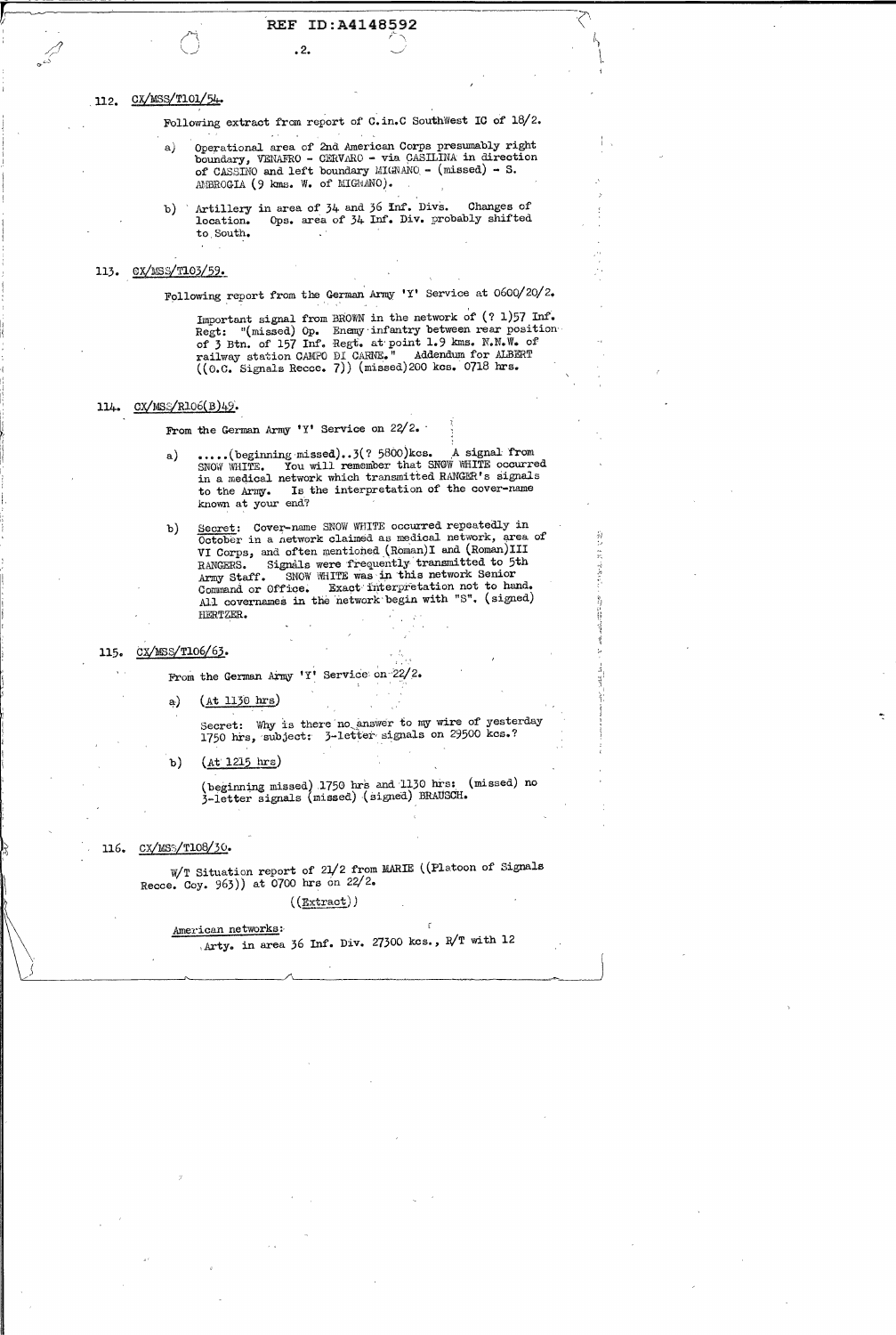112. CX/MSS/T101/54.

Following extract from report of C.in.C SouthWest IC of 18/2.

a) Operational area of 2nd American Corps presumably right boundary, VENAFRO - CERVARO - via CASILINA in direction of CASSINO and left boundary MIGNANO - (missed) - S. AMBROGIA (9 kms. W. of MIGNANO).

b) Artillery in area of 34 and 36 Inf. Divs. Changes of location. Ops. area of 34 Inf. Div. probably shifted to South.

113. CX/MSS/T103/59.

Following report from the German Army 'Y' Service at 0600/20/2.

Important signal from BROWN in the network of (? 1)57 Inf. Regt: "(missed) Op. Enemy infantry between rear position of 3 Btn. of 157 Inf. Regt. at point 1.9 kms. N.N.W. of railway station CAMPO DI CARNE." Addendum for ALBERT ((O.C. Signals Recce. 7)) (missed)200 kcs. 0718 hrs.

114. CX/MSS/R106(B)49.

From the German Army 'Y' Service on 22/2.

a) .....(beginning missed)..3(? 5800)kcs. A signal from SNOW WHITE. You will remember that SNOW WHITE occurred in a medical network which transmitted RANGER's signals to the Army. Is the interpretation of the cover-name known at your end?

b) Secret: Cover-name SNOW WHITE occurred repeatedly in October in a network claimed as medical network, area of VI Corps, and often mentioned (Roman)I and (Roman)III RANGERS. Signals were frequently transmitted to 5th Army Staff. SNOW WHITE was in this network Senior Command or Office. Exact interpretation not to hand. All covernames in the network begin with "S". (signed) HERTZER.

115. CX/MSS/T106/63.

From the German Army 'Y' Service on 22/2.

a) (At 1130 hrs)

Secret: Why is there no answer to my wire of yesterday 1750 hrs, subject: 3-letter signals on 29500 kcs.?

b) (At 1215 hrs)

(beginning missed) 1750 hrs and 1130 hrs: (missed) no 3-letter signals (missed) (signed) BRAUSCH.

116. CX/MSS/T108/30.

W/T Situation report of 21/2 from MARIE ((Platoon of Signals Recce. Coy. 963)) at 0700 hrs on 22/2.

((Extract))

American networks:

Arty. in area 36 Inf. Div. 27300 kcs., R/T with 12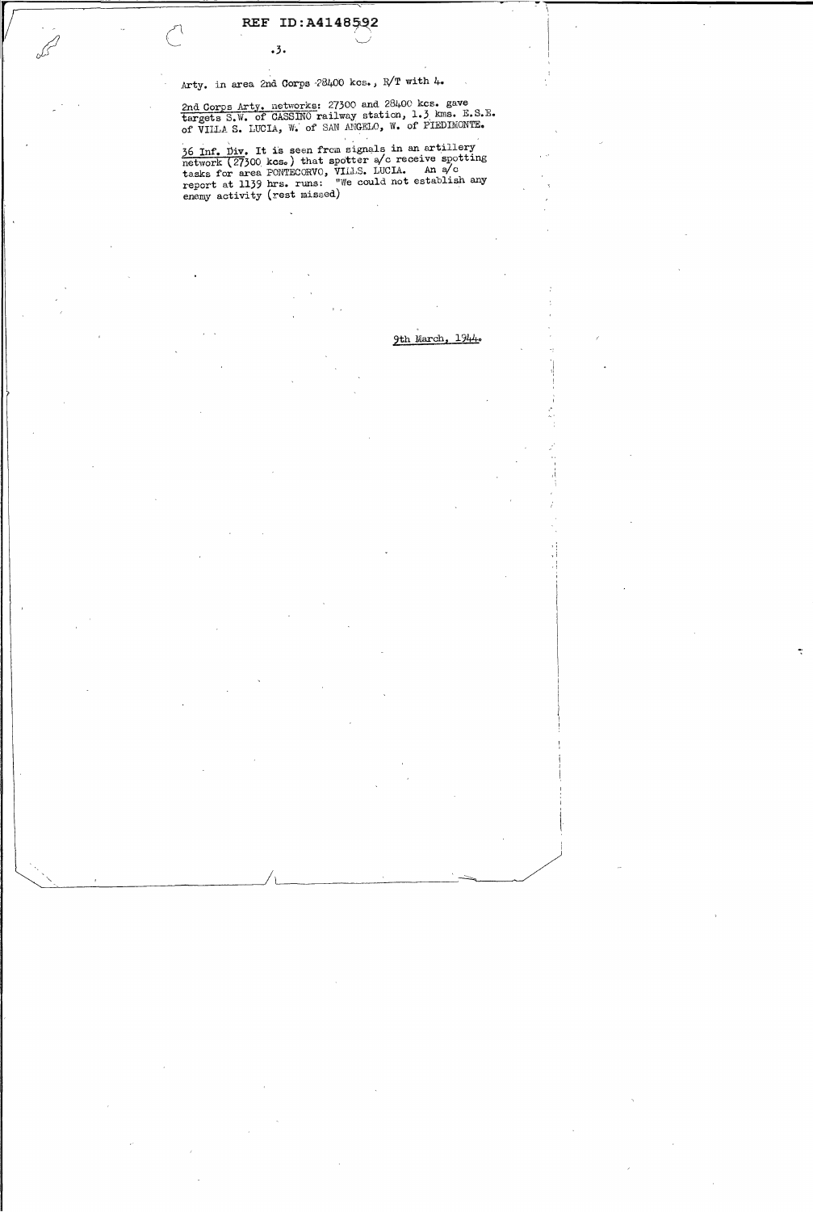Arty. in area 2nd Corps 28400 kcs., R/T with 4.

<u>2nd Corps Arty. networks</u>: 27300 and 28400 kcs. gave targets S.W. of CASSINO railway station, 1.3 kms. E.S.E. of VILLA S. LUCIA, W. of SAN ANGELO, W. of PIEDIMONTE.

<u>36 Inf. Div.</u> It is seen from signals in an artillery network (27300 kcs.) that spotter a/c receive spotting tasks for area PONTECORVO, VILLS. LUCIA. An a/c report at 1139 hrs. runs: "We could not establish any enemy activity (rest missed)

<u>9th March, 1944.</u>